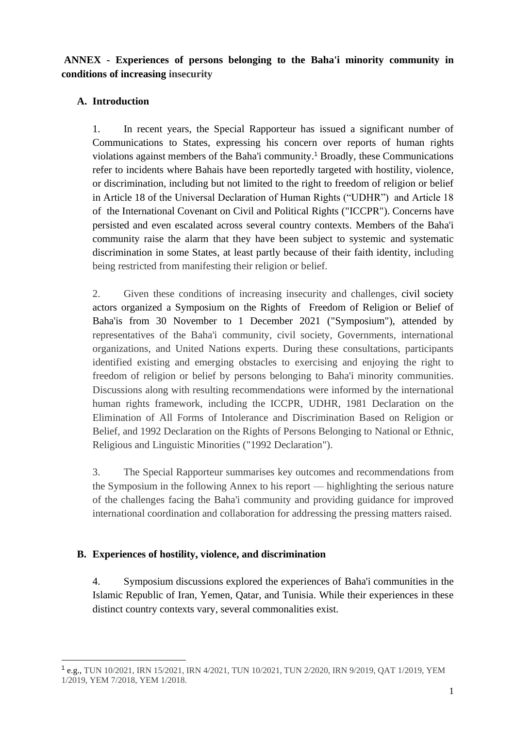**ANNEX - Experiences of persons belonging to the Baha'i minority community in conditions of increasing insecurity**

## A. Introduction

1. In recent years, the Special Rapporteur has issued a significant number of Communications to States, expressing his concern over reports of human rights violations against members of the Baha'i community.[1] Broadly, these Communications refer to incidents where Bahais have been reportedly targeted with hostility, violence, or discrimination, including but not limited to the right to freedom of religion or belief in Article 18 of the Universal Declaration of Human Rights ("UDHR") and Article 18 of the International Covenant on Civil and Political Rights ("ICCPR"). Concerns have persisted and even escalated across several country contexts. Members of the Baha'i community raise the alarm that they have been subject to systemic and systematic discrimination in some States, at least partly because of their faith identity, including being restricted from manifesting their religion or belief.

2. Given these conditions of increasing insecurity and challenges, civil society actors organized a Symposium on the Rights of Freedom of Religion or Belief of Baha'is from 30 November to 1 December 2021 ("Symposium"), attended by representatives of the Baha'i community, civil society, Governments, international organizations, and United Nations experts. During these consultations, participants identified existing and emerging obstacles to exercising and enjoying the right to freedom of religion or belief by persons belonging to Baha'i minority communities. Discussions along with resulting recommendations were informed by the international human rights framework, including the ICCPR, UDHR, 1981 Declaration on the Elimination of All Forms of Intolerance and Discrimination Based on Religion or Belief, and 1992 Declaration on the Rights of Persons Belonging to National or Ethnic, Religious and Linguistic Minorities ("1992 Declaration").

3. The Special Rapporteur summarises key outcomes and recommendations from the Symposium in the following Annex to his report — highlighting the serious nature of the challenges facing the Baha'i community and providing guidance for improved international coordination and collaboration for addressing the pressing matters raised.

## B. Experiences of hostility, violence, and discrimination

4. Symposium discussions explored the experiences of Baha'i communities in the Islamic Republic of Iran, Yemen, Qatar, and Tunisia. While their experiences in these distinct country contexts vary, several commonalities exist.

---

[1] e.g., TUN 10/2021, IRN 15/2021, IRN 4/2021, TUN 10/2021, TUN 2/2020, IRN 9/2019, QAT 1/2019, YEM 1/2019, YEM 7/2018, YEM 1/2018.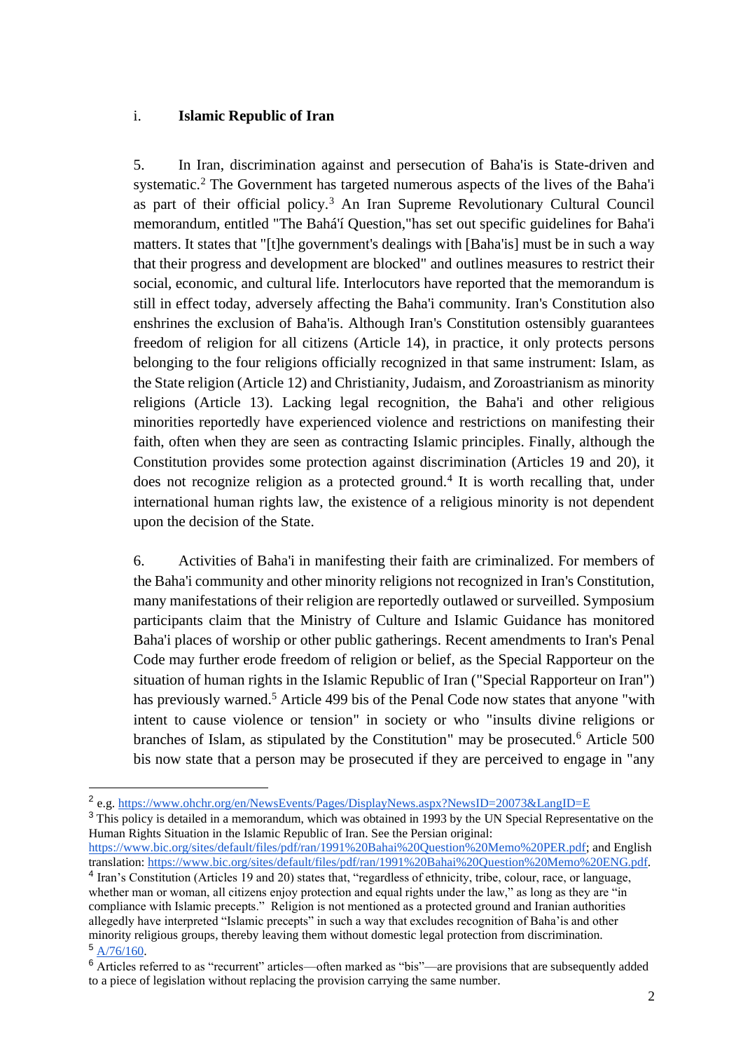### i. **Islamic Republic of Iran**

5. In Iran, discrimination against and persecution of Baha'is is State-driven and systematic.[2] The Government has targeted numerous aspects of the lives of the Baha'i as part of their official policy.[3] An Iran Supreme Revolutionary Cultural Council memorandum, entitled "The Bahá'í Question,"has set out specific guidelines for Baha'i matters. It states that "[t]he government's dealings with [Baha'is] must be in such a way that their progress and development are blocked" and outlines measures to restrict their social, economic, and cultural life. Interlocutors have reported that the memorandum is still in effect today, adversely affecting the Baha'i community. Iran's Constitution also enshrines the exclusion of Baha'is. Although Iran's Constitution ostensibly guarantees freedom of religion for all citizens (Article 14), in practice, it only protects persons belonging to the four religions officially recognized in that same instrument: Islam, as the State religion (Article 12) and Christianity, Judaism, and Zoroastrianism as minority religions (Article 13). Lacking legal recognition, the Baha'i and other religious minorities reportedly have experienced violence and restrictions on manifesting their faith, often when they are seen as contracting Islamic principles. Finally, although the Constitution provides some protection against discrimination (Articles 19 and 20), it does not recognize religion as a protected ground.[4] It is worth recalling that, under international human rights law, the existence of a religious minority is not dependent upon the decision of the State.

6. Activities of Baha'i in manifesting their faith are criminalized. For members of the Baha'i community and other minority religions not recognized in Iran's Constitution, many manifestations of their religion are reportedly outlawed or surveilled. Symposium participants claim that the Ministry of Culture and Islamic Guidance has monitored Baha'i places of worship or other public gatherings. Recent amendments to Iran's Penal Code may further erode freedom of religion or belief, as the Special Rapporteur on the situation of human rights in the Islamic Republic of Iran ("Special Rapporteur on Iran") has previously warned.[5] Article 499 bis of the Penal Code now states that anyone "with intent to cause violence or tension" in society or who "insults divine religions or branches of Islam, as stipulated by the Constitution" may be prosecuted.[6] Article 500 bis now state that a person may be prosecuted if they are perceived to engage in "any

---

[2] e.g. https://www.ohchr.org/en/NewsEvents/Pages/DisplayNews.aspx?NewsID=20073&LangID=E

[3] This policy is detailed in a memorandum, which was obtained in 1993 by the UN Special Representative on the Human Rights Situation in the Islamic Republic of Iran. See the Persian original: https://www.bic.org/sites/default/files/pdf/ran/1991%20Bahai%20Question%20Memo%20PER.pdf; and English translation: https://www.bic.org/sites/default/files/pdf/ran/1991%20Bahai%20Question%20Memo%20ENG.pdf.

[4] Iran's Constitution (Articles 19 and 20) states that, "regardless of ethnicity, tribe, colour, race, or language, whether man or woman, all citizens enjoy protection and equal rights under the law," as long as they are "in compliance with Islamic precepts." Religion is not mentioned as a protected ground and Iranian authorities allegedly have interpreted "Islamic precepts" in such a way that excludes recognition of Baha'is and other minority religious groups, thereby leaving them without domestic legal protection from discrimination.

[5] A/76/160.

[6] Articles referred to as "recurrent" articles—often marked as "bis"—are provisions that are subsequently added to a piece of legislation without replacing the provision carrying the same number.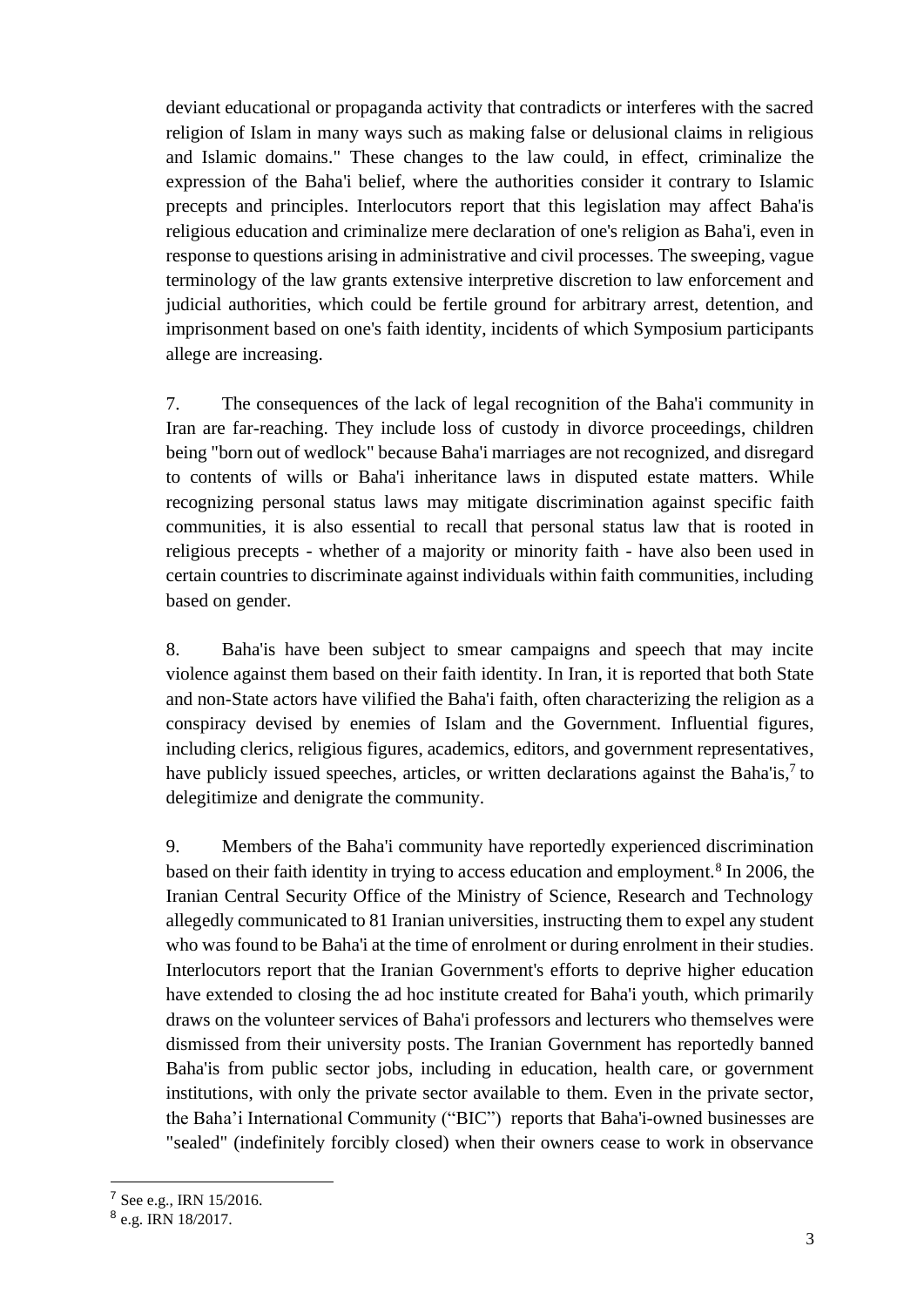deviant educational or propaganda activity that contradicts or interferes with the sacred religion of Islam in many ways such as making false or delusional claims in religious and Islamic domains." These changes to the law could, in effect, criminalize the expression of the Baha'i belief, where the authorities consider it contrary to Islamic precepts and principles. Interlocutors report that this legislation may affect Baha'is religious education and criminalize mere declaration of one's religion as Baha'i, even in response to questions arising in administrative and civil processes. The sweeping, vague terminology of the law grants extensive interpretive discretion to law enforcement and judicial authorities, which could be fertile ground for arbitrary arrest, detention, and imprisonment based on one's faith identity, incidents of which Symposium participants allege are increasing.

7. The consequences of the lack of legal recognition of the Baha'i community in Iran are far-reaching. They include loss of custody in divorce proceedings, children being "born out of wedlock" because Baha'i marriages are not recognized, and disregard to contents of wills or Baha'i inheritance laws in disputed estate matters. While recognizing personal status laws may mitigate discrimination against specific faith communities, it is also essential to recall that personal status law that is rooted in religious precepts - whether of a majority or minority faith - have also been used in certain countries to discriminate against individuals within faith communities, including based on gender.

8. Baha'is have been subject to smear campaigns and speech that may incite violence against them based on their faith identity. In Iran, it is reported that both State and non-State actors have vilified the Baha'i faith, often characterizing the religion as a conspiracy devised by enemies of Islam and the Government. Influential figures, including clerics, religious figures, academics, editors, and government representatives, have publicly issued speeches, articles, or written declarations against the Baha'is,[7] to delegitimize and denigrate the community.

9. Members of the Baha'i community have reportedly experienced discrimination based on their faith identity in trying to access education and employment.[8] In 2006, the Iranian Central Security Office of the Ministry of Science, Research and Technology allegedly communicated to 81 Iranian universities, instructing them to expel any student who was found to be Baha'i at the time of enrolment or during enrolment in their studies. Interlocutors report that the Iranian Government's efforts to deprive higher education have extended to closing the ad hoc institute created for Baha'i youth, which primarily draws on the volunteer services of Baha'i professors and lecturers who themselves were dismissed from their university posts. The Iranian Government has reportedly banned Baha'is from public sector jobs, including in education, health care, or government institutions, with only the private sector available to them. Even in the private sector, the Baha'i International Community ("BIC") reports that Baha'i-owned businesses are "sealed" (indefinitely forcibly closed) when their owners cease to work in observance

---

[7] See e.g., IRN 15/2016.

[8] e.g. IRN 18/2017.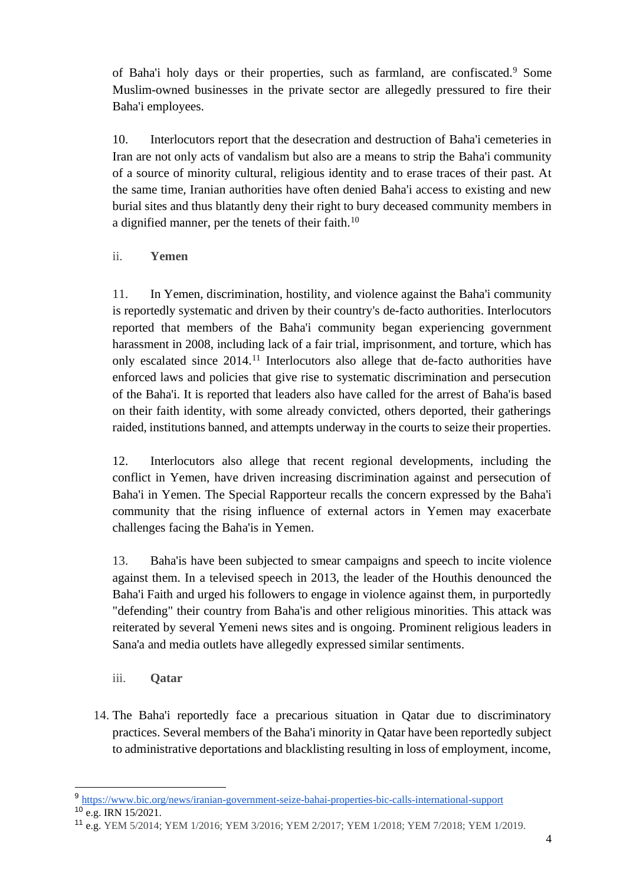of Baha'i holy days or their properties, such as farmland, are confiscated.[9] Some Muslim-owned businesses in the private sector are allegedly pressured to fire their Baha'i employees.

10. Interlocutors report that the desecration and destruction of Baha'i cemeteries in Iran are not only acts of vandalism but also are a means to strip the Baha'i community of a source of minority cultural, religious identity and to erase traces of their past. At the same time, Iranian authorities have often denied Baha'i access to existing and new burial sites and thus blatantly deny their right to bury deceased community members in a dignified manner, per the tenets of their faith.[10]

### ii. **Yemen**

11. In Yemen, discrimination, hostility, and violence against the Baha'i community is reportedly systematic and driven by their country's de-facto authorities. Interlocutors reported that members of the Baha'i community began experiencing government harassment in 2008, including lack of a fair trial, imprisonment, and torture, which has only escalated since 2014.[11] Interlocutors also allege that de-facto authorities have enforced laws and policies that give rise to systematic discrimination and persecution of the Baha'i. It is reported that leaders also have called for the arrest of Baha'is based on their faith identity, with some already convicted, others deported, their gatherings raided, institutions banned, and attempts underway in the courts to seize their properties.

12. Interlocutors also allege that recent regional developments, including the conflict in Yemen, have driven increasing discrimination against and persecution of Baha'i in Yemen. The Special Rapporteur recalls the concern expressed by the Baha'i community that the rising influence of external actors in Yemen may exacerbate challenges facing the Baha'is in Yemen.

13. Baha'is have been subjected to smear campaigns and speech to incite violence against them. In a televised speech in 2013, the leader of the Houthis denounced the Baha'i Faith and urged his followers to engage in violence against them, in purportedly "defending" their country from Baha'is and other religious minorities. This attack was reiterated by several Yemeni news sites and is ongoing. Prominent religious leaders in Sana'a and media outlets have allegedly expressed similar sentiments.

### iii. **Qatar**

14. The Baha'i reportedly face a precarious situation in Qatar due to discriminatory practices. Several members of the Baha'i minority in Qatar have been reportedly subject to administrative deportations and blacklisting resulting in loss of employment, income,

---

[9] https://www.bic.org/news/iranian-government-seize-bahai-properties-bic-calls-international-support

[10] e.g. IRN 15/2021.

[11] e.g. YEM 5/2014; YEM 1/2016; YEM 3/2016; YEM 2/2017; YEM 1/2018; YEM 7/2018; YEM 1/2019.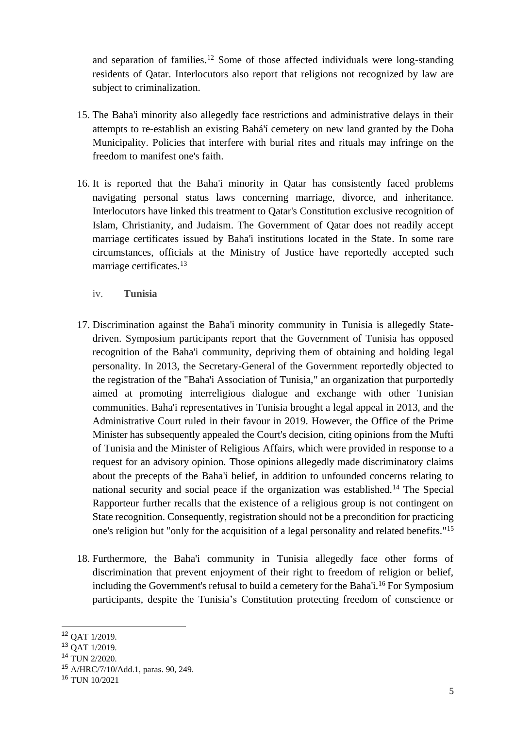and separation of families.[12] Some of those affected individuals were long-standing residents of Qatar. Interlocutors also report that religions not recognized by law are subject to criminalization.

15. The Baha'i minority also allegedly face restrictions and administrative delays in their attempts to re-establish an existing Bahá'í cemetery on new land granted by the Doha Municipality. Policies that interfere with burial rites and rituals may infringe on the freedom to manifest one's faith.

16. It is reported that the Baha'i minority in Qatar has consistently faced problems navigating personal status laws concerning marriage, divorce, and inheritance. Interlocutors have linked this treatment to Qatar's Constitution exclusive recognition of Islam, Christianity, and Judaism. The Government of Qatar does not readily accept marriage certificates issued by Baha'i institutions located in the State. In some rare circumstances, officials at the Ministry of Justice have reportedly accepted such marriage certificates.[13]

### iv. **Tunisia**

17. Discrimination against the Baha'i minority community in Tunisia is allegedly State-driven. Symposium participants report that the Government of Tunisia has opposed recognition of the Baha'i community, depriving them of obtaining and holding legal personality. In 2013, the Secretary-General of the Government reportedly objected to the registration of the "Baha'i Association of Tunisia," an organization that purportedly aimed at promoting interreligious dialogue and exchange with other Tunisian communities. Baha'i representatives in Tunisia brought a legal appeal in 2013, and the Administrative Court ruled in their favour in 2019. However, the Office of the Prime Minister has subsequently appealed the Court's decision, citing opinions from the Mufti of Tunisia and the Minister of Religious Affairs, which were provided in response to a request for an advisory opinion. Those opinions allegedly made discriminatory claims about the precepts of the Baha'i belief, in addition to unfounded concerns relating to national security and social peace if the organization was established.[14] The Special Rapporteur further recalls that the existence of a religious group is not contingent on State recognition. Consequently, registration should not be a precondition for practicing one's religion but "only for the acquisition of a legal personality and related benefits."[15]

18. Furthermore, the Baha'i community in Tunisia allegedly face other forms of discrimination that prevent enjoyment of their right to freedom of religion or belief, including the Government's refusal to build a cemetery for the Baha'i.[16] For Symposium participants, despite the Tunisia's Constitution protecting freedom of conscience or

---

[12] QAT 1/2019.
[13] QAT 1/2019.
[14] TUN 2/2020.
[15] A/HRC/7/10/Add.1, paras. 90, 249.
[16] TUN 10/2021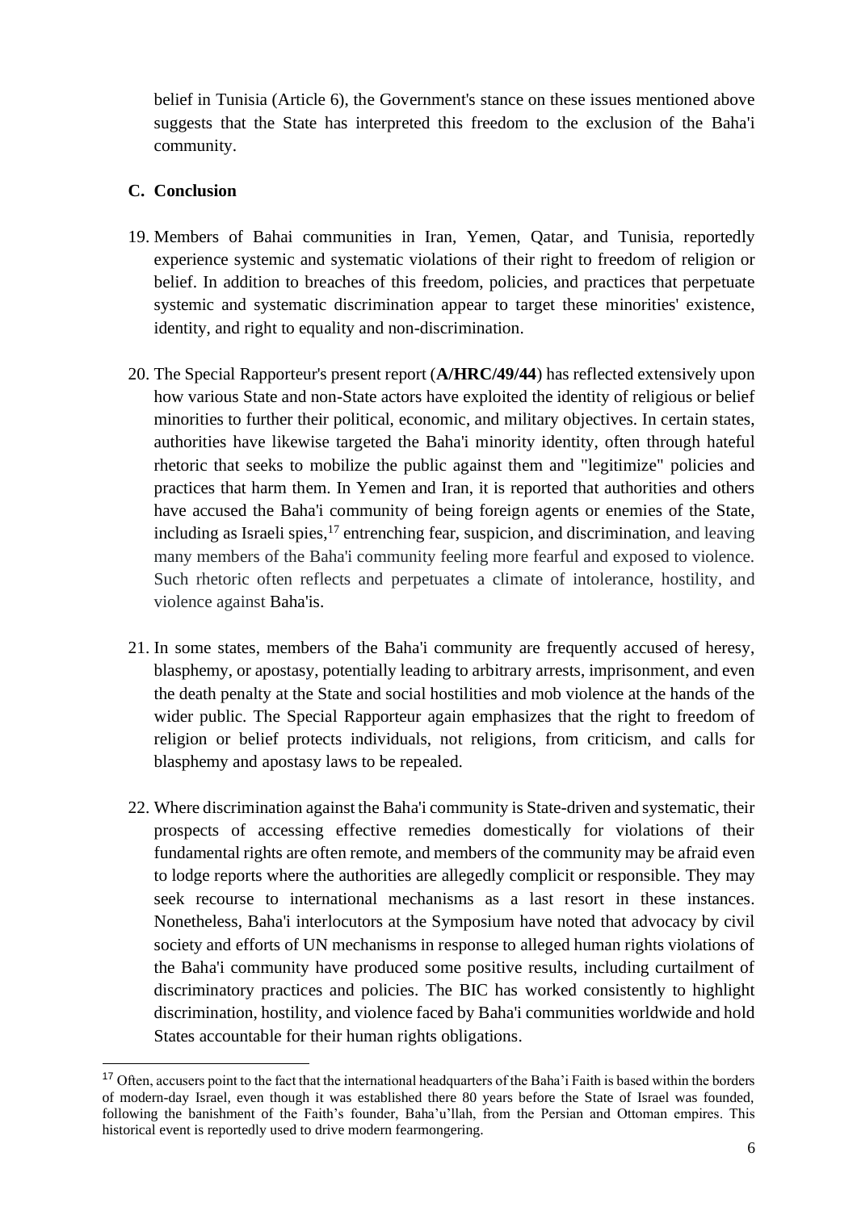belief in Tunisia (Article 6), the Government's stance on these issues mentioned above suggests that the State has interpreted this freedom to the exclusion of the Baha'i community.

## C. Conclusion

19. Members of Bahai communities in Iran, Yemen, Qatar, and Tunisia, reportedly experience systemic and systematic violations of their right to freedom of religion or belief. In addition to breaches of this freedom, policies, and practices that perpetuate systemic and systematic discrimination appear to target these minorities' existence, identity, and right to equality and non-discrimination.

20. The Special Rapporteur's present report (**A/HRC/49/44**) has reflected extensively upon how various State and non-State actors have exploited the identity of religious or belief minorities to further their political, economic, and military objectives. In certain states, authorities have likewise targeted the Baha'i minority identity, often through hateful rhetoric that seeks to mobilize the public against them and "legitimize" policies and practices that harm them. In Yemen and Iran, it is reported that authorities and others have accused the Baha'i community of being foreign agents or enemies of the State, including as Israeli spies,[17] entrenching fear, suspicion, and discrimination, and leaving many members of the Baha'i community feeling more fearful and exposed to violence. Such rhetoric often reflects and perpetuates a climate of intolerance, hostility, and violence against Baha'is.

21. In some states, members of the Baha'i community are frequently accused of heresy, blasphemy, or apostasy, potentially leading to arbitrary arrests, imprisonment, and even the death penalty at the State and social hostilities and mob violence at the hands of the wider public. The Special Rapporteur again emphasizes that the right to freedom of religion or belief protects individuals, not religions, from criticism, and calls for blasphemy and apostasy laws to be repealed.

22. Where discrimination against the Baha'i community is State-driven and systematic, their prospects of accessing effective remedies domestically for violations of their fundamental rights are often remote, and members of the community may be afraid even to lodge reports where the authorities are allegedly complicit or responsible. They may seek recourse to international mechanisms as a last resort in these instances. Nonetheless, Baha'i interlocutors at the Symposium have noted that advocacy by civil society and efforts of UN mechanisms in response to alleged human rights violations of the Baha'i community have produced some positive results, including curtailment of discriminatory practices and policies. The BIC has worked consistently to highlight discrimination, hostility, and violence faced by Baha'i communities worldwide and hold States accountable for their human rights obligations.

---

[17] Often, accusers point to the fact that the international headquarters of the Baha'i Faith is based within the borders of modern-day Israel, even though it was established there 80 years before the State of Israel was founded, following the banishment of the Faith's founder, Baha'u'llah, from the Persian and Ottoman empires. This historical event is reportedly used to drive modern fearmongering.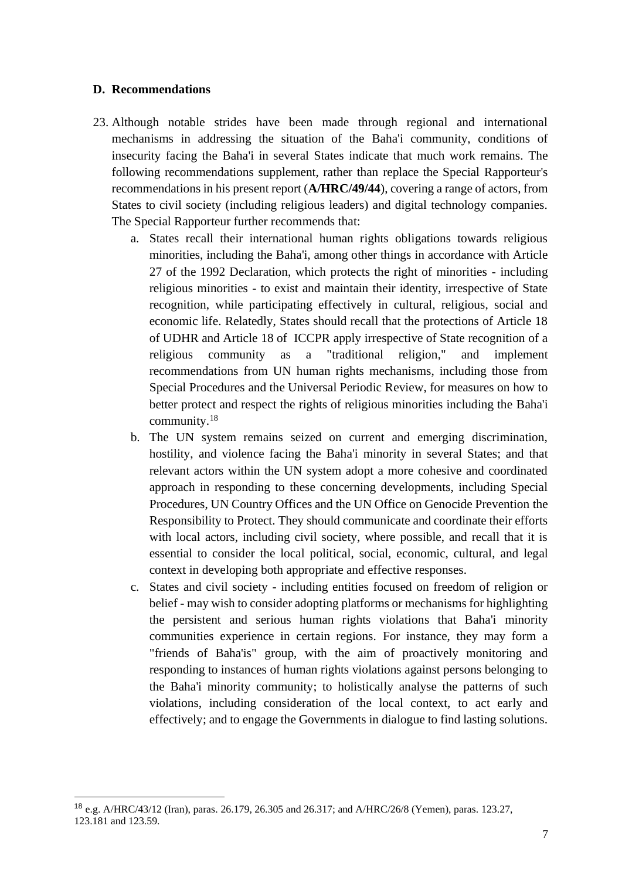### D. Recommendations

23. Although notable strides have been made through regional and international mechanisms in addressing the situation of the Baha'i community, conditions of insecurity facing the Baha'i in several States indicate that much work remains. The following recommendations supplement, rather than replace the Special Rapporteur's recommendations in his present report (**A/HRC/49/44**), covering a range of actors, from States to civil society (including religious leaders) and digital technology companies. The Special Rapporteur further recommends that:

    a. States recall their international human rights obligations towards religious minorities, including the Baha'i, among other things in accordance with Article 27 of the 1992 Declaration, which protects the right of minorities - including religious minorities - to exist and maintain their identity, irrespective of State recognition, while participating effectively in cultural, religious, social and economic life. Relatedly, States should recall that the protections of Article 18 of UDHR and Article 18 of ICCPR apply irrespective of State recognition of a religious community as a "traditional religion," and implement recommendations from UN human rights mechanisms, including those from Special Procedures and the Universal Periodic Review, for measures on how to better protect and respect the rights of religious minorities including the Baha'i community.[18]

    b. The UN system remains seized on current and emerging discrimination, hostility, and violence facing the Baha'i minority in several States; and that relevant actors within the UN system adopt a more cohesive and coordinated approach in responding to these concerning developments, including Special Procedures, UN Country Offices and the UN Office on Genocide Prevention the Responsibility to Protect. They should communicate and coordinate their efforts with local actors, including civil society, where possible, and recall that it is essential to consider the local political, social, economic, cultural, and legal context in developing both appropriate and effective responses.

    c. States and civil society - including entities focused on freedom of religion or belief - may wish to consider adopting platforms or mechanisms for highlighting the persistent and serious human rights violations that Baha'i minority communities experience in certain regions. For instance, they may form a "friends of Baha'is" group, with the aim of proactively monitoring and responding to instances of human rights violations against persons belonging to the Baha'i minority community; to holistically analyse the patterns of such violations, including consideration of the local context, to act early and effectively; and to engage the Governments in dialogue to find lasting solutions.

---

[18] e.g. A/HRC/43/12 (Iran), paras. 26.179, 26.305 and 26.317; and A/HRC/26/8 (Yemen), paras. 123.27, 123.181 and 123.59.